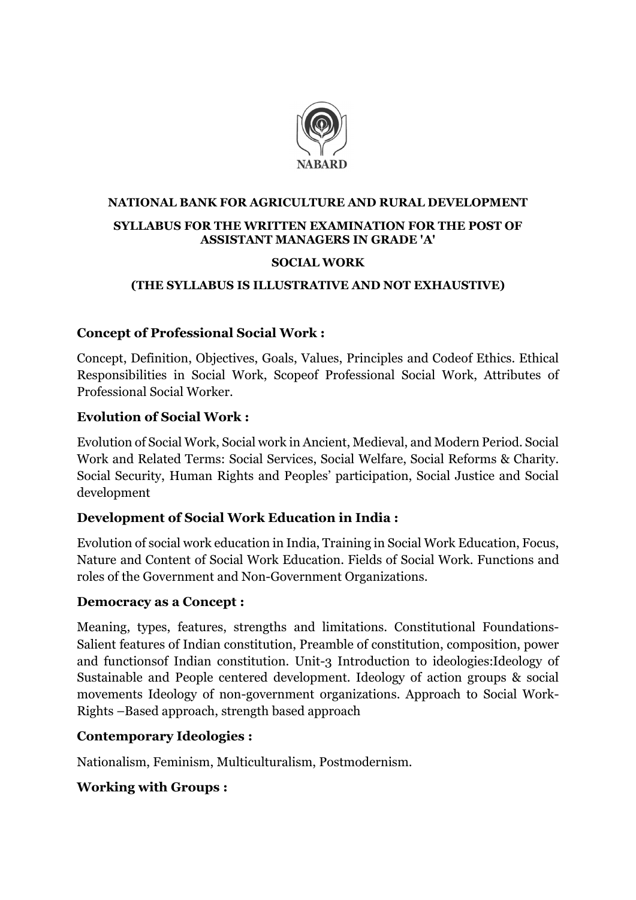NABARD

**NATIONAL BANK FOR AGRICULTURE AND RURAL DEVELOPMENT**

**SYLLABUS FOR THE WRITTEN EXAMINATION FOR THE POST OF ASSISTANT MANAGERS IN GRADE 'A'**

**SOCIAL WORK**

**(THE SYLLABUS IS ILLUSTRATIVE AND NOT EXHAUSTIVE)**

## Concept of Professional Social Work :

Concept, Definition, Objectives, Goals, Values, Principles and Codeof Ethics. Ethical Responsibilities in Social Work, Scopeof Professional Social Work, Attributes of Professional Social Worker.

## Evolution of Social Work :

Evolution of Social Work, Social work in Ancient, Medieval, and Modern Period. Social Work and Related Terms: Social Services, Social Welfare, Social Reforms & Charity. Social Security, Human Rights and Peoples' participation, Social Justice and Social development

## Development of Social Work Education in India :

Evolution of social work education in India, Training in Social Work Education, Focus, Nature and Content of Social Work Education. Fields of Social Work. Functions and roles of the Government and Non-Government Organizations.

## Democracy as a Concept :

Meaning, types, features, strengths and limitations. Constitutional Foundations-Salient features of Indian constitution, Preamble of constitution, composition, power and functionsof Indian constitution. Unit-3 Introduction to ideologies:Ideology of Sustainable and People centered development. Ideology of action groups & social movements Ideology of non-government organizations. Approach to Social Work-Rights –Based approach, strength based approach

## Contemporary Ideologies :

Nationalism, Feminism, Multiculturalism, Postmodernism.

## Working with Groups :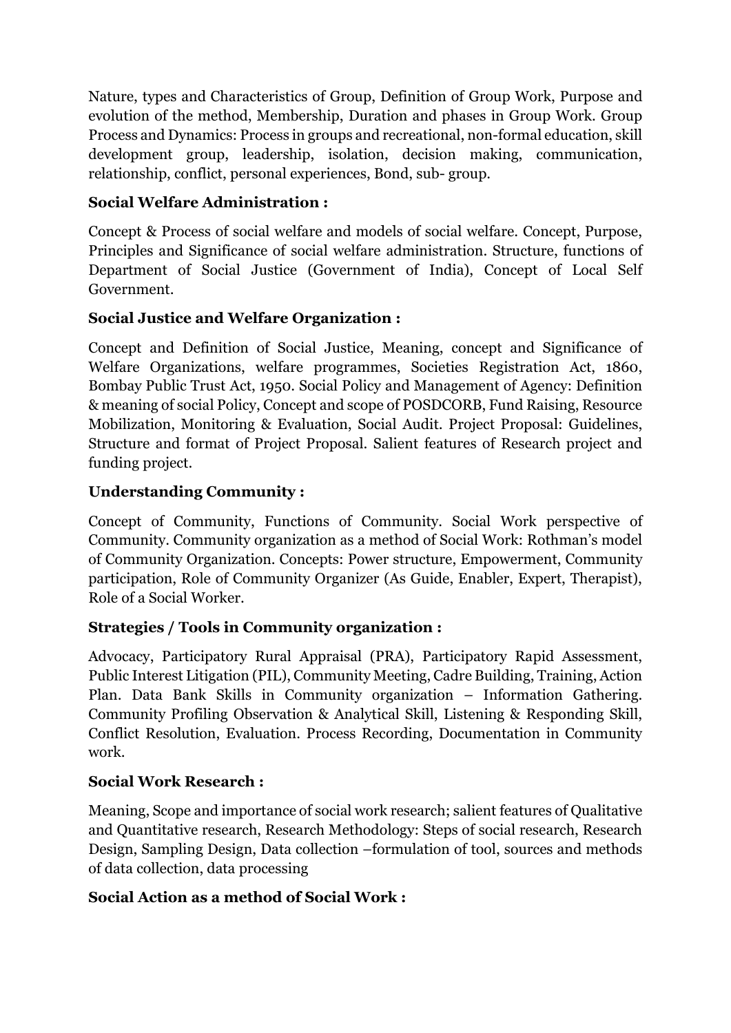Nature, types and Characteristics of Group, Definition of Group Work, Purpose and evolution of the method, Membership, Duration and phases in Group Work. Group Process and Dynamics: Process in groups and recreational, non-formal education, skill development group, leadership, isolation, decision making, communication, relationship, conflict, personal experiences, Bond, sub- group.

**Social Welfare Administration :**

Concept & Process of social welfare and models of social welfare. Concept, Purpose, Principles and Significance of social welfare administration. Structure, functions of Department of Social Justice (Government of India), Concept of Local Self Government.

**Social Justice and Welfare Organization :**

Concept and Definition of Social Justice, Meaning, concept and Significance of Welfare Organizations, welfare programmes, Societies Registration Act, 1860, Bombay Public Trust Act, 1950. Social Policy and Management of Agency: Definition & meaning of social Policy, Concept and scope of POSDCORB, Fund Raising, Resource Mobilization, Monitoring & Evaluation, Social Audit. Project Proposal: Guidelines, Structure and format of Project Proposal. Salient features of Research project and funding project.

**Understanding Community :**

Concept of Community, Functions of Community. Social Work perspective of Community. Community organization as a method of Social Work: Rothman's model of Community Organization. Concepts: Power structure, Empowerment, Community participation, Role of Community Organizer (As Guide, Enabler, Expert, Therapist), Role of a Social Worker.

**Strategies / Tools in Community organization :**

Advocacy, Participatory Rural Appraisal (PRA), Participatory Rapid Assessment, Public Interest Litigation (PIL), Community Meeting, Cadre Building, Training, Action Plan. Data Bank Skills in Community organization – Information Gathering. Community Profiling Observation & Analytical Skill, Listening & Responding Skill, Conflict Resolution, Evaluation. Process Recording, Documentation in Community work.

**Social Work Research :**

Meaning, Scope and importance of social work research; salient features of Qualitative and Quantitative research, Research Methodology: Steps of social research, Research Design, Sampling Design, Data collection –formulation of tool, sources and methods of data collection, data processing

**Social Action as a method of Social Work :**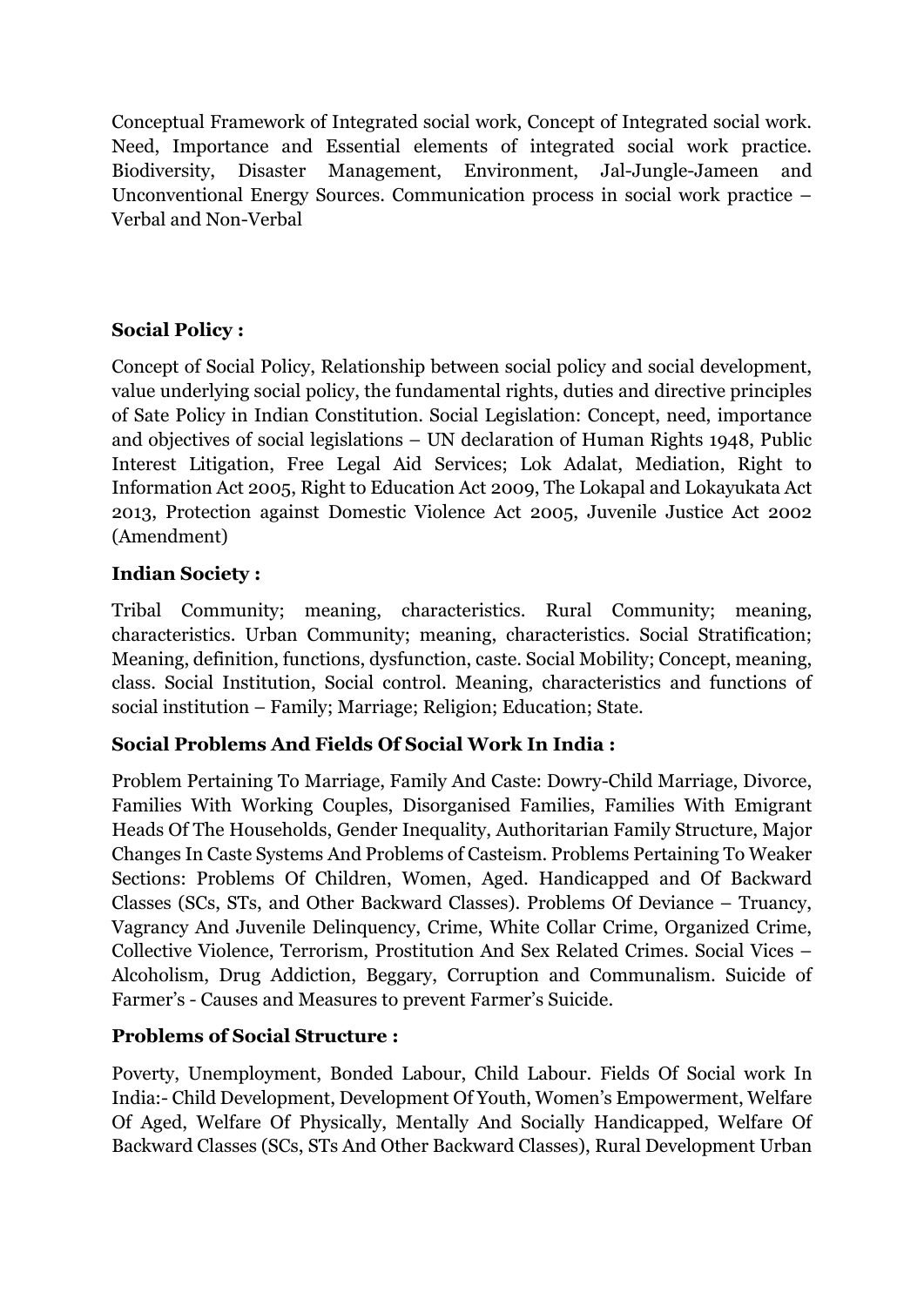Conceptual Framework of Integrated social work, Concept of Integrated social work. Need, Importance and Essential elements of integrated social work practice. Biodiversity, Disaster Management, Environment, Jal-Jungle-Jameen and Unconventional Energy Sources. Communication process in social work practice – Verbal and Non-Verbal

**Social Policy :**

Concept of Social Policy, Relationship between social policy and social development, value underlying social policy, the fundamental rights, duties and directive principles of Sate Policy in Indian Constitution. Social Legislation: Concept, need, importance and objectives of social legislations – UN declaration of Human Rights 1948, Public Interest Litigation, Free Legal Aid Services; Lok Adalat, Mediation, Right to Information Act 2005, Right to Education Act 2009, The Lokapal and Lokayukata Act 2013, Protection against Domestic Violence Act 2005, Juvenile Justice Act 2002 (Amendment)

**Indian Society :**

Tribal Community; meaning, characteristics. Rural Community; meaning, characteristics. Urban Community; meaning, characteristics. Social Stratification; Meaning, definition, functions, dysfunction, caste. Social Mobility; Concept, meaning, class. Social Institution, Social control. Meaning, characteristics and functions of social institution – Family; Marriage; Religion; Education; State.

**Social Problems And Fields Of Social Work In India :**

Problem Pertaining To Marriage, Family And Caste: Dowry-Child Marriage, Divorce, Families With Working Couples, Disorganised Families, Families With Emigrant Heads Of The Households, Gender Inequality, Authoritarian Family Structure, Major Changes In Caste Systems And Problems of Casteism. Problems Pertaining To Weaker Sections: Problems Of Children, Women, Aged. Handicapped and Of Backward Classes (SCs, STs, and Other Backward Classes). Problems Of Deviance – Truancy, Vagrancy And Juvenile Delinquency, Crime, White Collar Crime, Organized Crime, Collective Violence, Terrorism, Prostitution And Sex Related Crimes. Social Vices – Alcoholism, Drug Addiction, Beggary, Corruption and Communalism. Suicide of Farmer's - Causes and Measures to prevent Farmer's Suicide.

**Problems of Social Structure :**

Poverty, Unemployment, Bonded Labour, Child Labour. Fields Of Social work In India:- Child Development, Development Of Youth, Women's Empowerment, Welfare Of Aged, Welfare Of Physically, Mentally And Socially Handicapped, Welfare Of Backward Classes (SCs, STs And Other Backward Classes), Rural Development Urban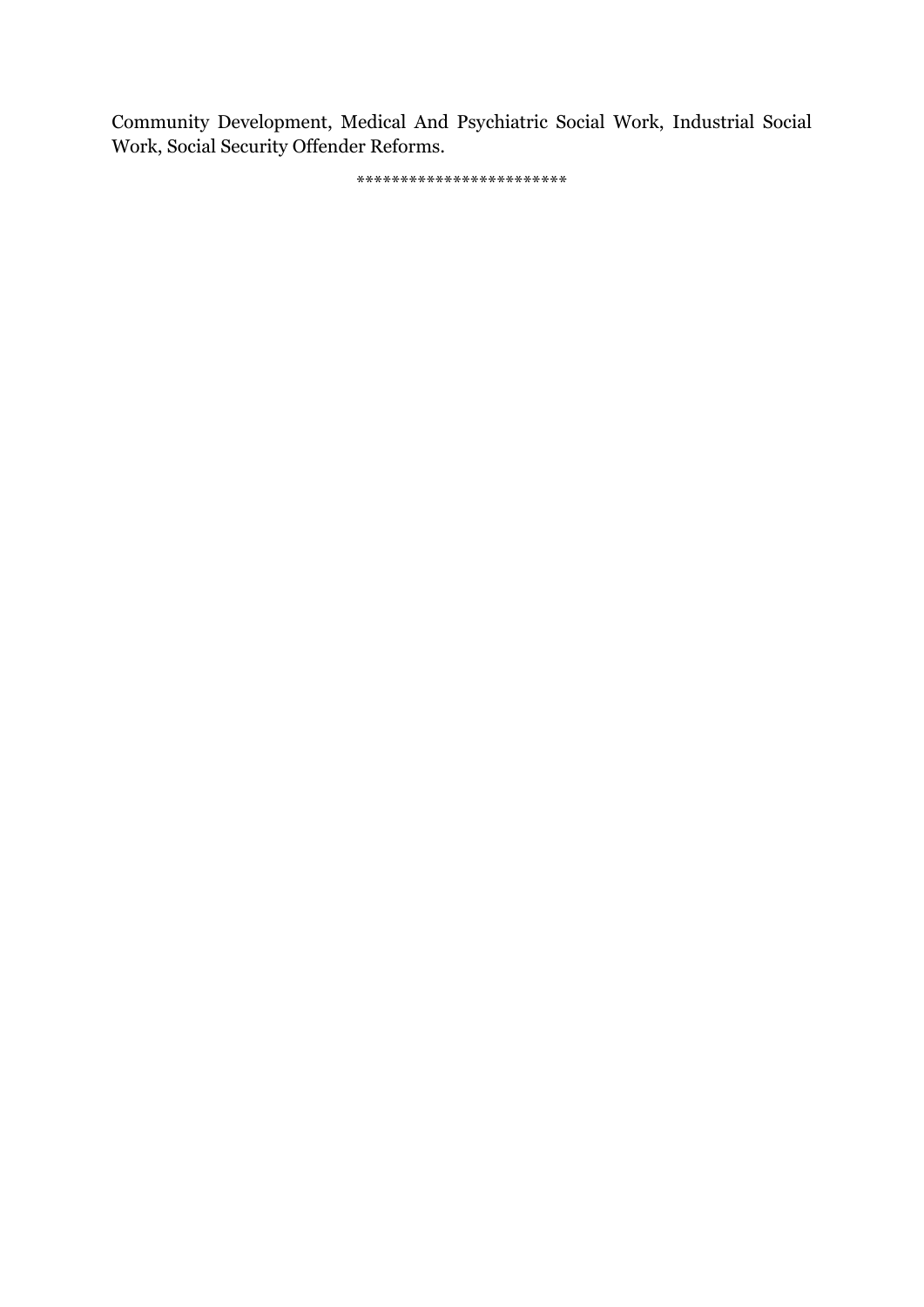Community Development, Medical And Psychiatric Social Work, Industrial Social Work, Social Security Offender Reforms.

************************